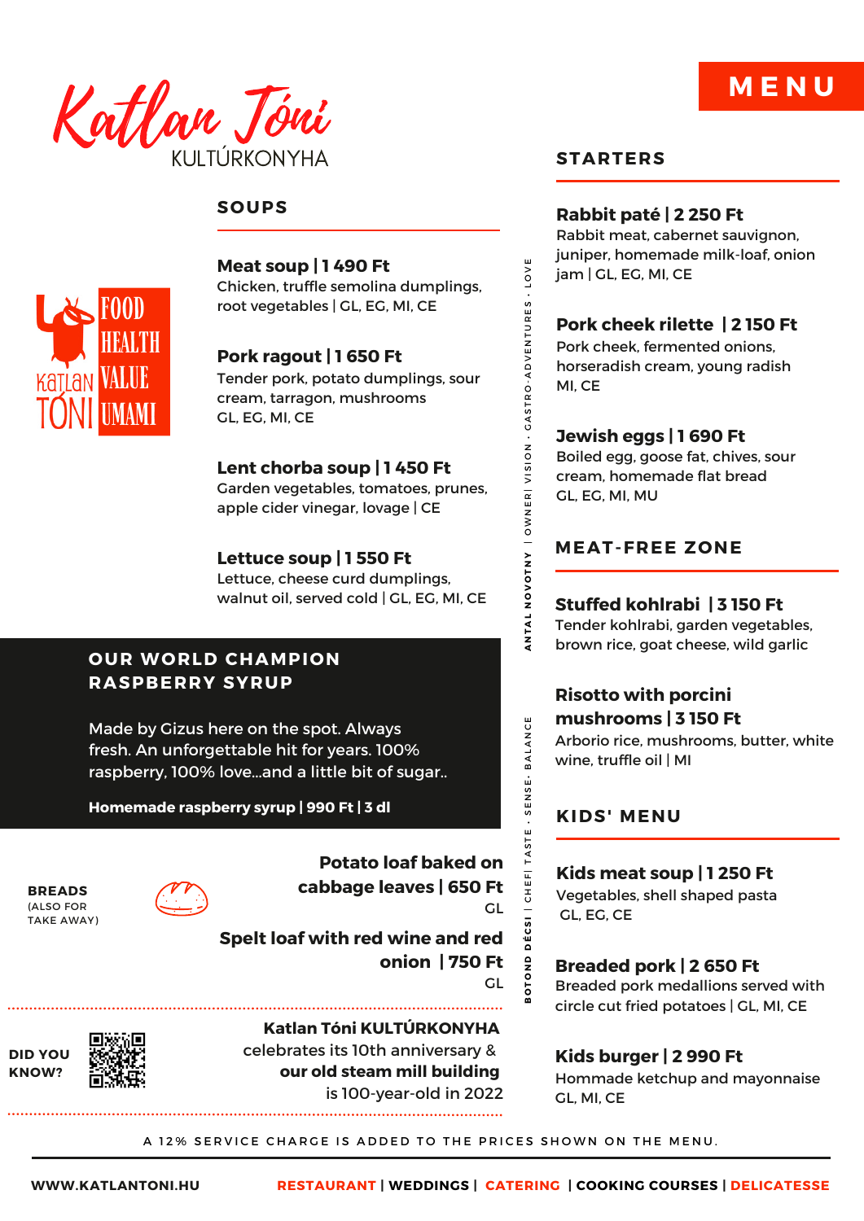# Katlan Tóni KULTÚRKONYHA

# MENU

FOOD HEALTH VALUE UMAMI

## SOUPS

**Meat soup | 1 490 Ft**
Chicken, truffle semolina dumplings, root vegetables | GL, EG, MI, CE

**Pork ragout | 1 650 Ft**
Tender pork, potato dumplings, sour cream, tarragon, mushrooms
GL, EG, MI, CE

**Lent chorba soup | 1 450 Ft**
Garden vegetables, tomatoes, prunes, apple cider vinegar, lovage | CE

**Lettuce soup | 1 550 Ft**
Lettuce, cheese curd dumplings, walnut oil, served cold | GL, EG, MI, CE

## OUR WORLD CHAMPION RASPBERRY SYRUP

Made by Gizus here on the spot. Always fresh. An unforgettable hit for years. 100% raspberry, 100% love...and a little bit of sugar..

**Homemade raspberry syrup | 990 Ft | 3 dl**

## BREADS (ALSO FOR TAKE AWAY)

**Potato loaf baked on cabbage leaves | 650 Ft**
GL

**Spelt loaf with red wine and red onion | 750 Ft**
GL

**DID YOU KNOW?**

**Katlan Tóni KULTÚRKONYHA** celebrates its 10th anniversary & **our old steam mill building** is 100-year-old in 2022

**ANTAL NOVOTNY** | OWNER| VISION · GASTRO-ADVENTURES · LOVE

**BOTOND DÉCSI** | CHEF| TASTE · SENSE· BALANCE

## STARTERS

**Rabbit paté | 2 250 Ft**
Rabbit meat, cabernet sauvignon, juniper, homemade milk-loaf, onion jam | GL, EG, MI, CE

**Pork cheek rilette | 2 150 Ft**
Pork cheek, fermented onions, horseradish cream, young radish
MI, CE

**Jewish eggs | 1 690 Ft**
Boiled egg, goose fat, chives, sour cream, homemade flat bread
GL, EG, MI, MU

## MEAT-FREE ZONE

**Stuffed kohlrabi | 3 150 Ft**
Tender kohlrabi, garden vegetables, brown rice, goat cheese, wild garlic

**Risotto with porcini mushrooms | 3 150 Ft**
Arborio rice, mushrooms, butter, white wine, truffle oil | MI

## KIDS' MENU

**Kids meat soup | 1 250 Ft**
Vegetables, shell shaped pasta
GL, EG, CE

**Breaded pork | 2 650 Ft**
Breaded pork medallions served with circle cut fried potatoes | GL, MI, CE

**Kids burger | 2 990 Ft**
Hommade ketchup and mayonnaise
GL, MI, CE

A 12% SERVICE CHARGE IS ADDED TO THE PRICES SHOWN ON THE MENU.

**WWW.KATLANTONI.HU** | RESTAURANT | WEDDINGS | CATERING | COOKING COURSES | DELICATESSE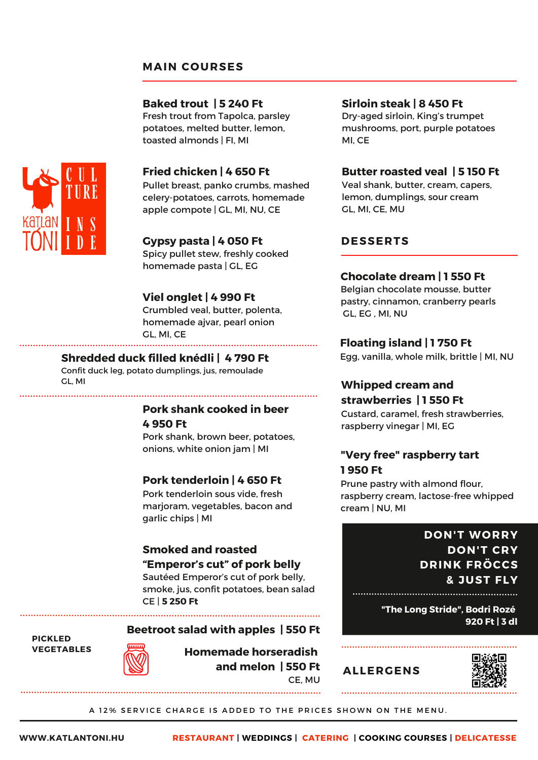## MAIN COURSES

**Baked trout | 5 240 Ft**
Fresh trout from Tapolca, parsley potatoes, melted butter, lemon, toasted almonds | FI, MI

**Fried chicken | 4 650 Ft**
Pullet breast, panko crumbs, mashed celery-potatoes, carrots, homemade apple compote | GL, MI, NU, CE

**Gypsy pasta | 4 050 Ft**
Spicy pullet stew, freshly cooked homemade pasta | GL, EG

**Viel onglet | 4 990 Ft**
Crumbled veal, butter, polenta, homemade ajvar, pearl onion
GL, MI, CE

**Shredded duck filled knédli | 4 790 Ft**
Confit duck leg, potato dumplings, jus, remoulade
GL, MI

**Pork shank cooked in beer 4 950 Ft**
Pork shank, brown beer, potatoes, onions, white onion jam | MI

**Pork tenderloin | 4 650 Ft**
Pork tenderloin sous vide, fresh marjoram, vegetables, bacon and garlic chips | MI

**Smoked and roasted "Emperor's cut" of pork belly**
Sautéed Emperor's cut of pork belly, smoke, jus, confit potatoes, bean salad
CE | **5 250 Ft**

**Sirloin steak | 8 450 Ft**
Dry-aged sirloin, King's trumpet mushrooms, port, purple potatoes
MI, CE

**Butter roasted veal | 5 150 Ft**
Veal shank, butter, cream, capers, lemon, dumplings, sour cream
GL, MI, CE, MU

## PICKLED VEGETABLES

**Beetroot salad with apples | 550 Ft**

**Homemade horseradish and melon | 550 Ft**
CE, MU

## DESSERTS

**Chocolate dream | 1 550 Ft**
Belgian chocolate mousse, butter pastry, cinnamon, cranberry pearls
GL, EG , MI, NU

**Floating island | 1 750 Ft**
Egg, vanilla, whole milk, brittle | MI, NU

**Whipped cream and strawberries | 1 550 Ft**
Custard, caramel, fresh strawberries, raspberry vinegar | MI, EG

**"Very free" raspberry tart 1 950 Ft**
Prune pastry with almond flour, raspberry cream, lactose-free whipped cream | NU, MI

**DON'T WORRY
DON'T CRY
DRINK FRÖCCS
& JUST FLY**

**"The Long Stride", Bodri Rozé
920 Ft | 3 dl**

## ALLERGENS

A 12% SERVICE CHARGE IS ADDED TO THE PRICES SHOWN ON THE MENU.

WWW.KATLANTONI.HU RESTAURANT | WEDDINGS | CATERING | COOKING COURSES | DELICATESSE